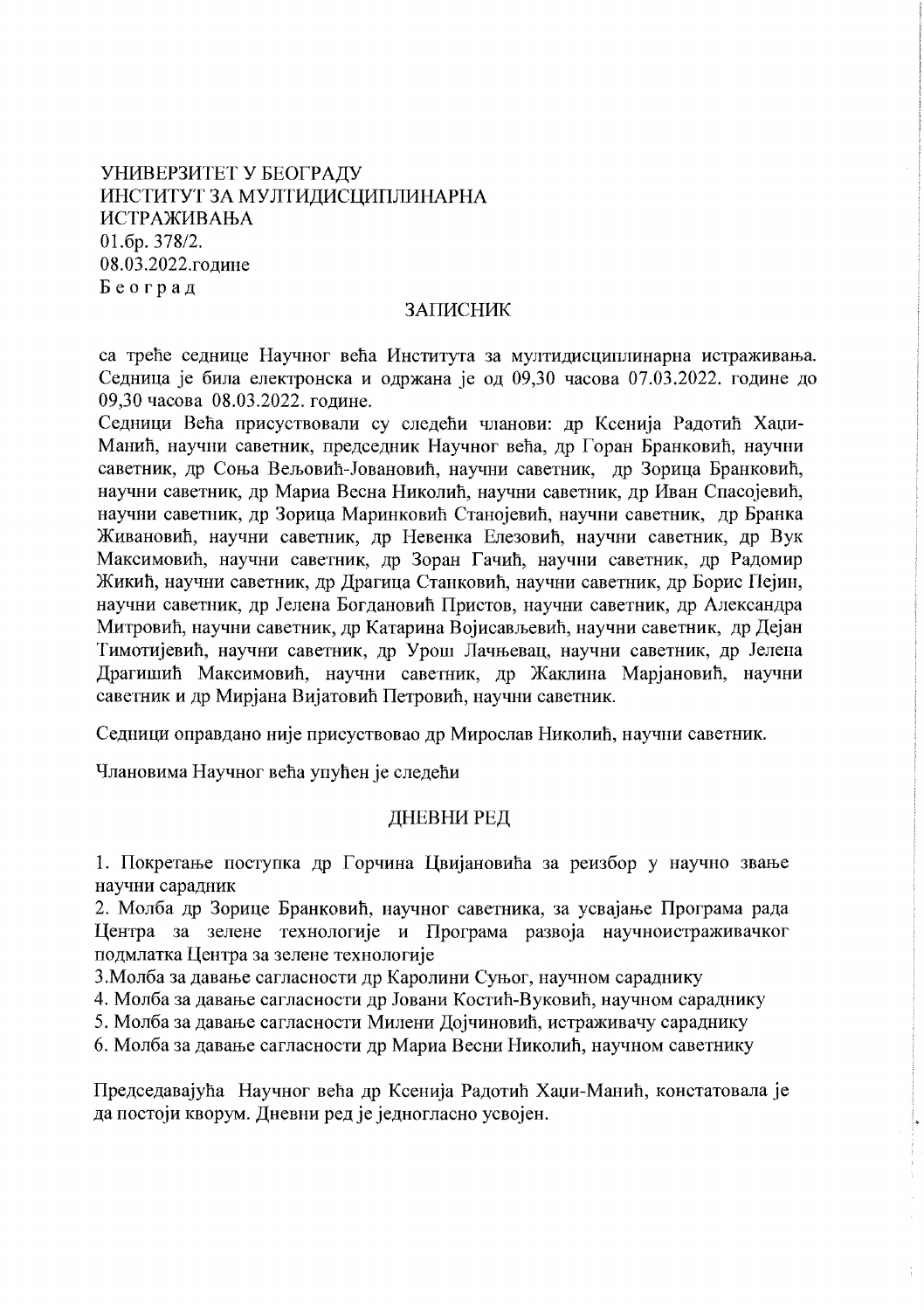УНИВЕРЗИТЕТ У БЕОГРАДУ
ИНСТИТУТ ЗА МУЛТИДИСЦИПЛИНАРНА ИСТРАЖИВАЊА
01.бр. 378/2.
08.03.2022.године
Б е о г р а д

## ЗАПИСНИК

са треће седнице Научног већа Института за мултидисциплинарна истраживања. Седница је била електронска и одржана је од 09,30 часова 07.03.2022. године до 09,30 часова 08.03.2022. године.

Седници Већа присуствовали су следећи чланови: др Ксенија Радотић Хаџи-Манић, научни саветник, председник Научног већа, др Горан Бранковић, научни саветник, др Соња Вељовић-Јовановић, научни саветник, др Зорица Бранковић, научни саветник, др Мариа Весна Николић, научни саветник, др Иван Спасојевић, научни саветник, др Зорица Маринковић Станојевић, научни саветник, др Бранка Живановић, научни саветник, др Невенка Елезовић, научни саветник, др Вук Максимовић, научни саветник, др Зоран Гачић, научни саветник, др Радомир Жикић, научни саветник, др Драгица Станковић, научни саветник, др Борис Пејин, научни саветник, др Јелена Богдановић Пристов, научни саветник, др Александра Митровић, научни саветник, др Катарина Војисављевић, научни саветник, др Дејан Тимотијевић, научни саветник, др Урош Лачњевац, научни саветник, др Јелена Драгишић Максимовић, научни саветник, др Жаклина Марјановић, научни саветник и др Мирјана Вијатовић Петровић, научни саветник.

Седници оправдано није присуствовао др Мирослав Николић, научни саветник.

Члановима Научног већа упућен је следећи

## ДНЕВНИ РЕД

1. Покретање поступка др Горчина Цвијановића за реизбор у научно звање научни сарадник
2. Молба др Зорице Бранковић, научног саветника, за усвајање Програма рада Центра за зелене технологије и Програма развоја научноистраживачког подмлатка Центра за зелене технологије
3. Молба за давање сагласности др Каролини Суњог, научном сараднику
4. Молба за давање сагласности др Јовани Костић-Вуковић, научном сараднику
5. Молба за давање сагласности Милени Дојчиновић, истраживачу сараднику
6. Молба за давање сагласности др Мариа Весни Николић, научном саветнику

Председавајућа Научног већа др Ксенија Радотић Хаџи-Манић, констатовала је да постоји кворум. Дневни ред је једногласно усвојен.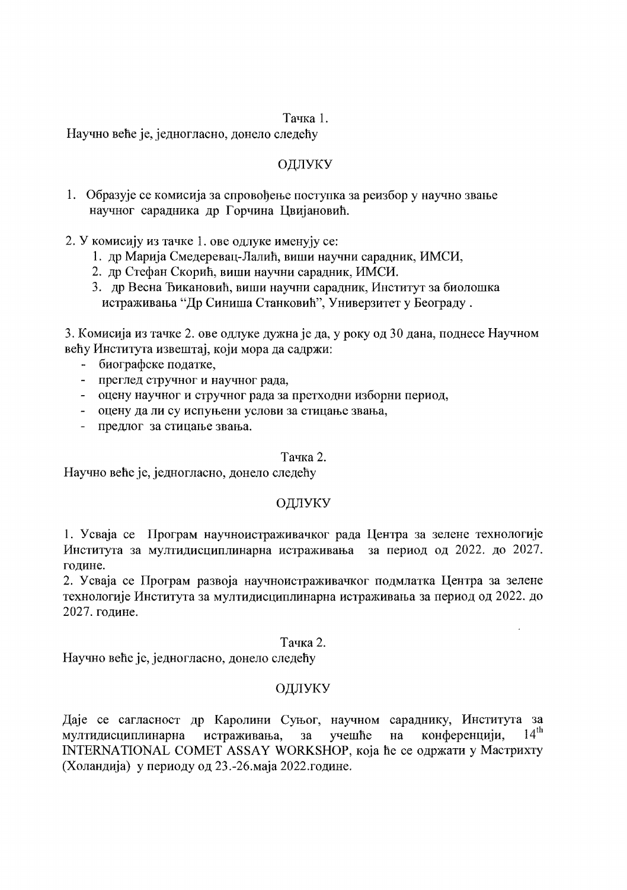Тачка 1.

Научно веће је, једногласно, донело следећу

ОДЛУКУ

1. Образује се комисија за спровођење поступка за реизбор у научно звање научног сарадника др Горчина Цвијановић.

2. У комисију из тачке 1. ове одлуке именују се:
   1. др Марија Смедеревац-Лалић, виши научни сарадник, ИМСИ,
   2. др Стефан Скорић, виши научни сарадник, ИМСИ.
   3. др Весна Ђикановић, виши научни сарадник, Институт за биолошка истраживања "Др Синиша Станковић", Универзитет у Београду .

3. Комисија из тачке 2. ове одлуке дужна је да, у року од 30 дана, поднесе Научном већу Института извештај, који мора да садржи:
- биографске податке,
- преглед стручног и научног рада,
- оцену научног и стручног рада за претходни изборни период,
- оцену да ли су испуњени услови за стицање звања,
- предлог за стицање звања.

Тачка 2.

Научно веће је, једногласно, донело следећу

ОДЛУКУ

1. Усваја се Програм научноистраживачког рада Центра за зелене технологије Института за мултидисциплинарна истраживања за период од 2022. до 2027. године.
2. Усваја се Програм развоја научноистраживачког подмлатка Центра за зелене технологије Института за мултидисциплинарна истраживања за период од 2022. до 2027. године.

Тачка 2.

Научно веће је, једногласно, донело следећу

ОДЛУКУ

Даје се сагласност др Каролини Суњог, научном сараднику, Института за мултидисциплинарна истраживања, за учешће на конференцији, 14th INTERNATIONAL COMET ASSAY WORKSHOP, која ће се одржати у Мастрихту (Холандија) у периоду од 23.-26.маја 2022.године.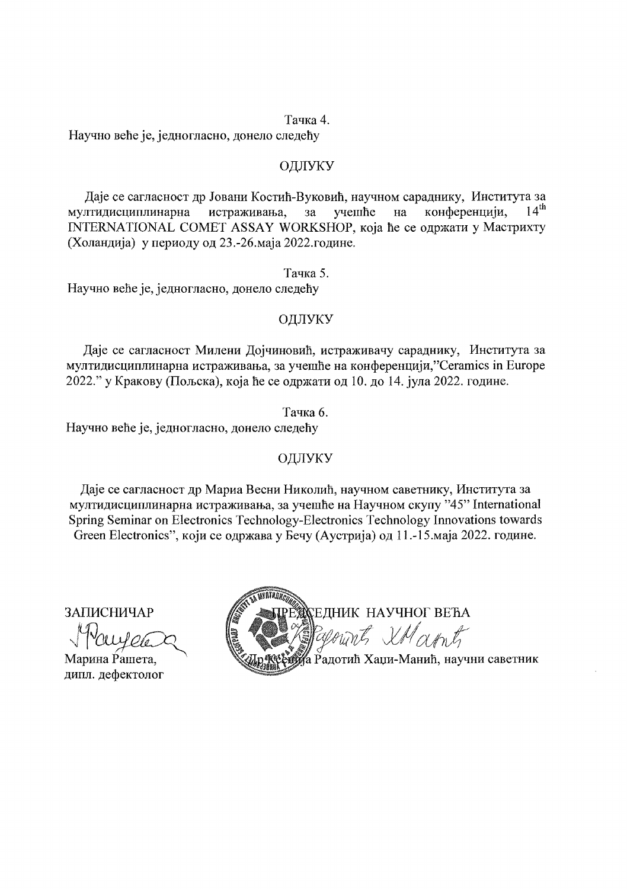Тачка 4.

Научно веће је, једногласно, донело следећу

ОДЛУКУ

Даје се сагласност др Јовани Костић-Вуковић, научном сарадику, Института за мултидисциплинарна истраживања, за учешће на конференцији, $14^{th}$ INTERNATIONAL COMET ASSAY WORKSHOP, која ће се одржати у Мастрихту (Холандија) у периоду од 23.-26.маја 2022.године.

Тачка 5.

Научно веће је, једногласно, донело следећу

ОДЛУКУ

Даје се сагласност Милени Дојчиновић, истраживачу сараднику, Института за мултидисциплинарна истраживања, за учешће на конференцији,"Ceramics in Europe 2022." у Кракову (Пољска), која ће се одржати од 10. до 14. јула 2022. године.

Тачка 6.

Научно веће је, једногласно, донело следећу

ОДЛУКУ

Даје се сагласност др Мариа Весни Николић, научном саветнику, Института за мултидисциплинарна истраживања, за учешће на Научном скупу "45" International Spring Seminar on Electronics Technology-Electronics Technology Innovations towards Green Electronics", који се одржава у Бечу (Аустрија) од 11.-15.маја 2022. године.

ЗАПИСНИЧАР

Марина Рашета,
дипл. дефектолог

ПРЕДСЕДНИК НАУЧНОГ ВЕЋА

Др Ксенија Радотић Хаџи-Манић, научни саветник